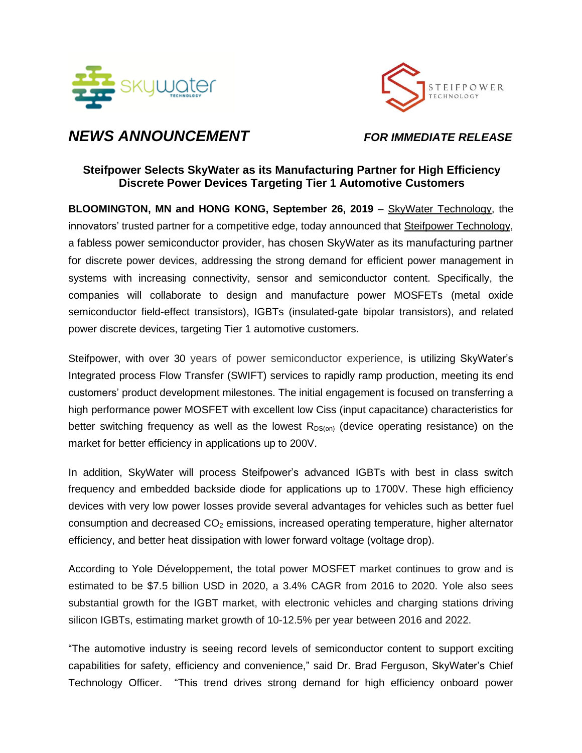# NEWS ANNOUNCEMENT

***FOR IMMEDIATE RELEASE***

**Steifpower Selects SkyWater as its Manufacturing Partner for High Efficiency Discrete Power Devices Targeting Tier 1 Automotive Customers**

**BLOOMINGTON, MN and HONG KONG, September 26, 2019** – SkyWater Technology, the innovators' trusted partner for a competitive edge, today announced that Steifpower Technology, a fabless power semiconductor provider, has chosen SkyWater as its manufacturing partner for discrete power devices, addressing the strong demand for efficient power management in systems with increasing connectivity, sensor and semiconductor content. Specifically, the companies will collaborate to design and manufacture power MOSFETs (metal oxide semiconductor field-effect transistors), IGBTs (insulated-gate bipolar transistors), and related power discrete devices, targeting Tier 1 automotive customers.

Steifpower, with over 30 years of power semiconductor experience, is utilizing SkyWater's Integrated process Flow Transfer (SWIFT) services to rapidly ramp production, meeting its end customers' product development milestones. The initial engagement is focused on transferring a high performance power MOSFET with excellent low Ciss (input capacitance) characteristics for better switching frequency as well as the lowest $R_{DS(on)}$ (device operating resistance) on the market for better efficiency in applications up to 200V.

In addition, SkyWater will process Steifpower's advanced IGBTs with best in class switch frequency and embedded backside diode for applications up to 1700V. These high efficiency devices with very low power losses provide several advantages for vehicles such as better fuel consumption and decreased $CO_2$ emissions, increased operating temperature, higher alternator efficiency, and better heat dissipation with lower forward voltage (voltage drop).

According to Yole Développement, the total power MOSFET market continues to grow and is estimated to be $7.5 billion USD in 2020, a 3.4% CAGR from 2016 to 2020. Yole also sees substantial growth for the IGBT market, with electronic vehicles and charging stations driving silicon IGBTs, estimating market growth of 10-12.5% per year between 2016 and 2022.

"The automotive industry is seeing record levels of semiconductor content to support exciting capabilities for safety, efficiency and convenience," said Dr. Brad Ferguson, SkyWater's Chief Technology Officer. "This trend drives strong demand for high efficiency onboard power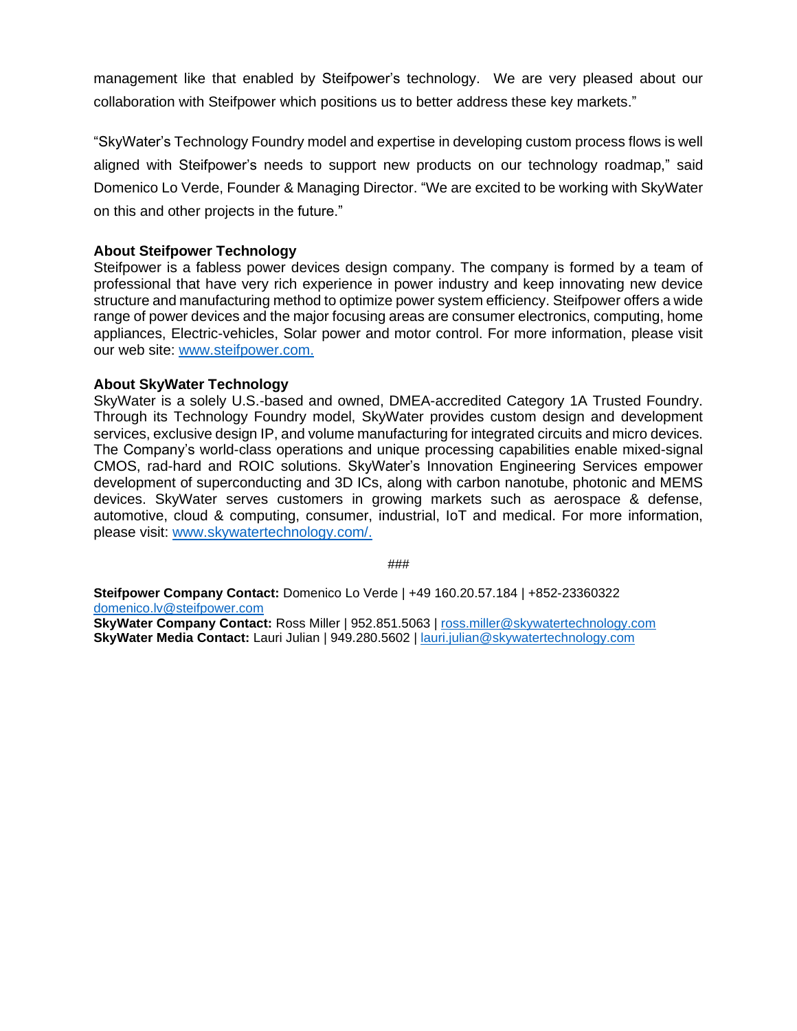management like that enabled by Steifpower's technology. We are very pleased about our collaboration with Steifpower which positions us to better address these key markets."

"SkyWater's Technology Foundry model and expertise in developing custom process flows is well aligned with Steifpower's needs to support new products on our technology roadmap," said Domenico Lo Verde, Founder & Managing Director. "We are excited to be working with SkyWater on this and other projects in the future."

**About Steifpower Technology**
Steifpower is a fabless power devices design company. The company is formed by a team of professional that have very rich experience in power industry and keep innovating new device structure and manufacturing method to optimize power system efficiency. Steifpower offers a wide range of power devices and the major focusing areas are consumer electronics, computing, home appliances, Electric-vehicles, Solar power and motor control. For more information, please visit our web site: www.steifpower.com.

**About SkyWater Technology**
SkyWater is a solely U.S.-based and owned, DMEA-accredited Category 1A Trusted Foundry. Through its Technology Foundry model, SkyWater provides custom design and development services, exclusive design IP, and volume manufacturing for integrated circuits and micro devices. The Company's world-class operations and unique processing capabilities enable mixed-signal CMOS, rad-hard and ROIC solutions. SkyWater's Innovation Engineering Services empower development of superconducting and 3D ICs, along with carbon nanotube, photonic and MEMS devices. SkyWater serves customers in growing markets such as aerospace & defense, automotive, cloud & computing, consumer, industrial, IoT and medical. For more information, please visit: www.skywatertechnology.com/.

###

**Steifpower Company Contact:** Domenico Lo Verde | +49 160.20.57.184 | +852-23360322
domenico.lv@steifpower.com
**SkyWater Company Contact:** Ross Miller | 952.851.5063 | ross.miller@skywatertechnology.com
**SkyWater Media Contact:** Lauri Julian | 949.280.5602 | lauri.julian@skywatertechnology.com